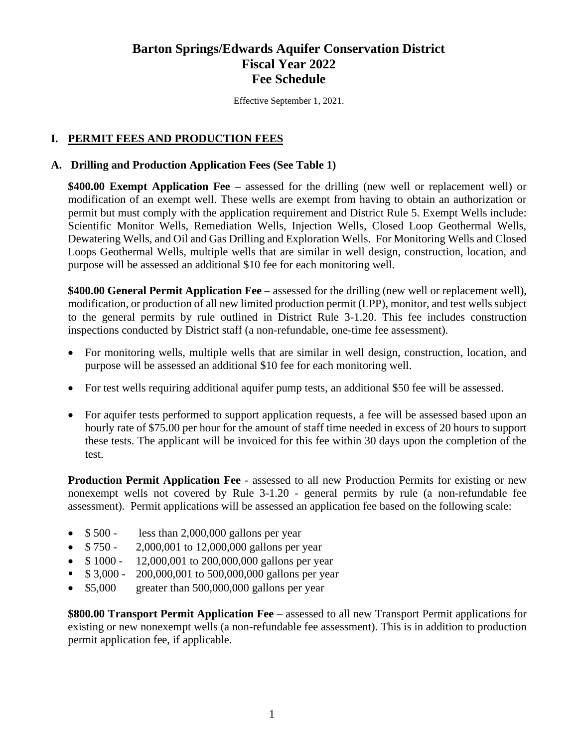# Barton Springs/Edwards Aquifer Conservation District
# Fiscal Year 2022
# Fee Schedule

Effective September 1, 2021.

## I. PERMIT FEES AND PRODUCTION FEES

### A. Drilling and Production Application Fees (See Table 1)

**$400.00 Exempt Application Fee –** assessed for the drilling (new well or replacement well) or modification of an exempt well. These wells are exempt from having to obtain an authorization or permit but must comply with the application requirement and District Rule 5. Exempt Wells include: Scientific Monitor Wells, Remediation Wells, Injection Wells, Closed Loop Geothermal Wells, Dewatering Wells, and Oil and Gas Drilling and Exploration Wells. For Monitoring Wells and Closed Loops Geothermal Wells, multiple wells that are similar in well design, construction, location, and purpose will be assessed an additional $10 fee for each monitoring well.

**$400.00 General Permit Application Fee** – assessed for the drilling (new well or replacement well), modification, or production of all new limited production permit (LPP), monitor, and test wells subject to the general permits by rule outlined in District Rule 3-1.20. This fee includes construction inspections conducted by District staff (a non-refundable, one-time fee assessment).

- For monitoring wells, multiple wells that are similar in well design, construction, location, and purpose will be assessed an additional $10 fee for each monitoring well.
- For test wells requiring additional aquifer pump tests, an additional $50 fee will be assessed.
- For aquifer tests performed to support application requests, a fee will be assessed based upon an hourly rate of $75.00 per hour for the amount of staff time needed in excess of 20 hours to support these tests. The applicant will be invoiced for this fee within 30 days upon the completion of the test.

**Production Permit Application Fee** - assessed to all new Production Permits for existing or new nonexempt wells not covered by Rule 3-1.20 - general permits by rule (a non-refundable fee assessment). Permit applications will be assessed an application fee based on the following scale:

- $ 500 - less than 2,000,000 gallons per year
- $ 750 - 2,000,001 to 12,000,000 gallons per year
- $ 1000 - 12,000,001 to 200,000,000 gallons per year
- $ 3,000 - 200,000,001 to 500,000,000 gallons per year
- $5,000 greater than 500,000,000 gallons per year

**$800.00 Transport Permit Application Fee** – assessed to all new Transport Permit applications for existing or new nonexempt wells (a non-refundable fee assessment). This is in addition to production permit application fee, if applicable.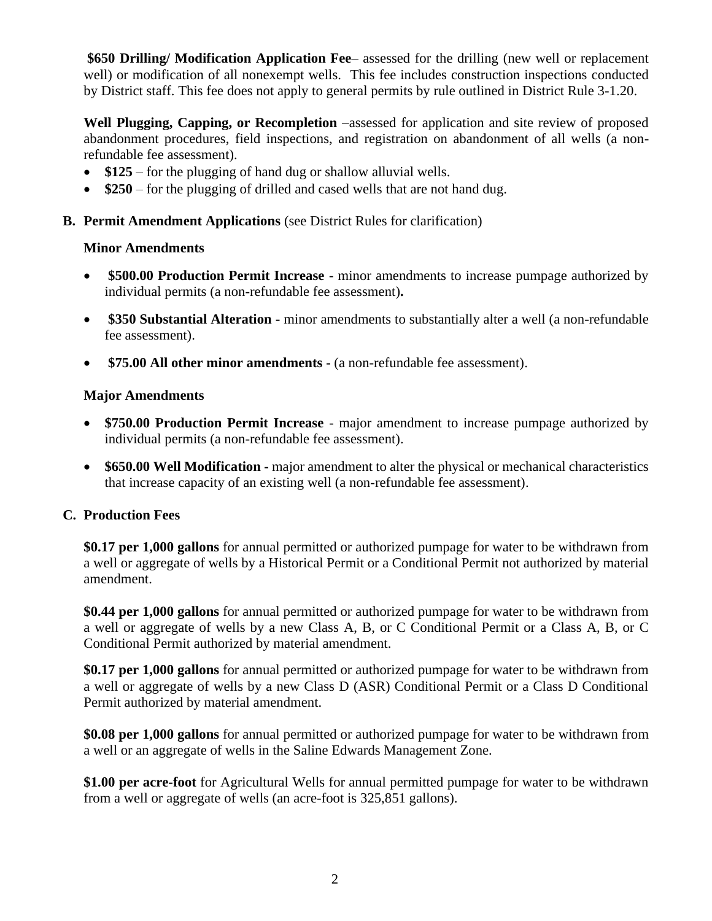**$650 Drilling/ Modification Application Fee**– assessed for the drilling (new well or replacement well) or modification of all nonexempt wells. This fee includes construction inspections conducted by District staff. This fee does not apply to general permits by rule outlined in District Rule 3-1.20.

**Well Plugging, Capping, or Recompletion** –assessed for application and site review of proposed abandonment procedures, field inspections, and registration on abandonment of all wells (a non-refundable fee assessment).

- **$125** – for the plugging of hand dug or shallow alluvial wells.
- **$250** – for the plugging of drilled and cased wells that are not hand dug.

**B. Permit Amendment Applications** (see District Rules for clarification)

**Minor Amendments**

- **$500.00 Production Permit Increase** - minor amendments to increase pumpage authorized by individual permits (a non-refundable fee assessment)**.**
- **$350 Substantial Alteration -** minor amendments to substantially alter a well (a non-refundable fee assessment).
- **$75.00 All other minor amendments -** (a non-refundable fee assessment).

**Major Amendments**

- **$750.00 Production Permit Increase** - major amendment to increase pumpage authorized by individual permits (a non-refundable fee assessment).
- **$650.00 Well Modification -** major amendment to alter the physical or mechanical characteristics that increase capacity of an existing well (a non-refundable fee assessment).

**C. Production Fees**

**$0.17 per 1,000 gallons** for annual permitted or authorized pumpage for water to be withdrawn from a well or aggregate of wells by a Historical Permit or a Conditional Permit not authorized by material amendment.

**$0.44 per 1,000 gallons** for annual permitted or authorized pumpage for water to be withdrawn from a well or aggregate of wells by a new Class A, B, or C Conditional Permit or a Class A, B, or C Conditional Permit authorized by material amendment.

**$0.17 per 1,000 gallons** for annual permitted or authorized pumpage for water to be withdrawn from a well or aggregate of wells by a new Class D (ASR) Conditional Permit or a Class D Conditional Permit authorized by material amendment.

**$0.08 per 1,000 gallons** for annual permitted or authorized pumpage for water to be withdrawn from a well or an aggregate of wells in the Saline Edwards Management Zone.

**$1.00 per acre-foot** for Agricultural Wells for annual permitted pumpage for water to be withdrawn from a well or aggregate of wells (an acre-foot is 325,851 gallons).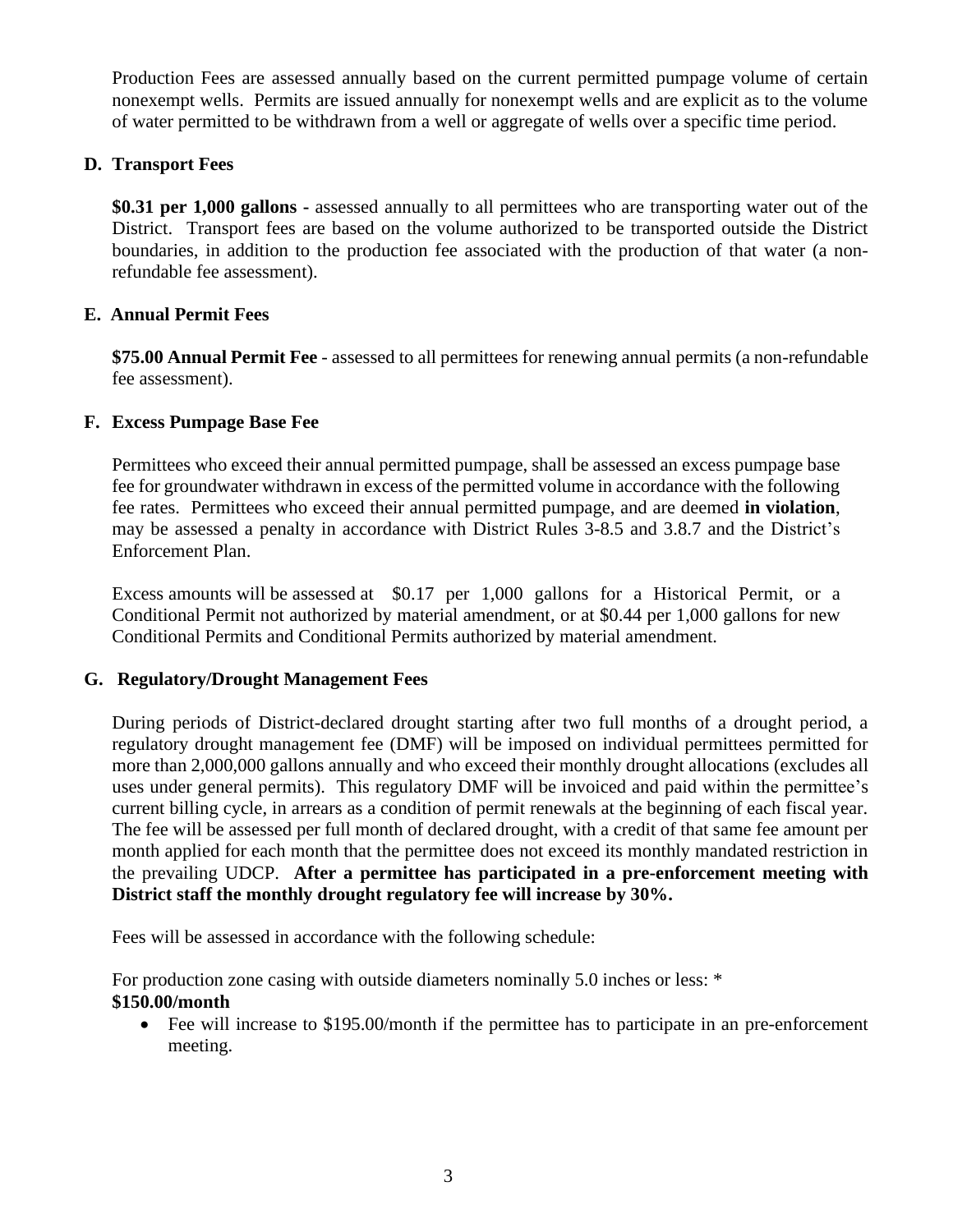Production Fees are assessed annually based on the current permitted pumpage volume of certain nonexempt wells. Permits are issued annually for nonexempt wells and are explicit as to the volume of water permitted to be withdrawn from a well or aggregate of wells over a specific time period.

### D. Transport Fees

**$0.31 per 1,000 gallons -** assessed annually to all permittees who are transporting water out of the District. Transport fees are based on the volume authorized to be transported outside the District boundaries, in addition to the production fee associated with the production of that water (a non-refundable fee assessment).

### E. Annual Permit Fees

**$75.00 Annual Permit Fee** - assessed to all permittees for renewing annual permits (a non-refundable fee assessment).

### F. Excess Pumpage Base Fee

Permittees who exceed their annual permitted pumpage, shall be assessed an excess pumpage base fee for groundwater withdrawn in excess of the permitted volume in accordance with the following fee rates. Permittees who exceed their annual permitted pumpage, and are deemed **in violation**, may be assessed a penalty in accordance with District Rules 3-8.5 and 3.8.7 and the District's Enforcement Plan.

Excess amounts will be assessed at $0.17 per 1,000 gallons for a Historical Permit, or a Conditional Permit not authorized by material amendment, or at $0.44 per 1,000 gallons for new Conditional Permits and Conditional Permits authorized by material amendment.

### G. Regulatory/Drought Management Fees

During periods of District-declared drought starting after two full months of a drought period, a regulatory drought management fee (DMF) will be imposed on individual permittees permitted for more than 2,000,000 gallons annually and who exceed their monthly drought allocations (excludes all uses under general permits). This regulatory DMF will be invoiced and paid within the permittee's current billing cycle, in arrears as a condition of permit renewals at the beginning of each fiscal year. The fee will be assessed per full month of declared drought, with a credit of that same fee amount per month applied for each month that the permittee does not exceed its monthly mandated restriction in the prevailing UDCP. **After a permittee has participated in a pre-enforcement meeting with District staff the monthly drought regulatory fee will increase by 30%.**

Fees will be assessed in accordance with the following schedule:

For production zone casing with outside diameters nominally 5.0 inches or less: *
**$150.00/month**

- Fee will increase to $195.00/month if the permittee has to participate in an pre-enforcement meeting.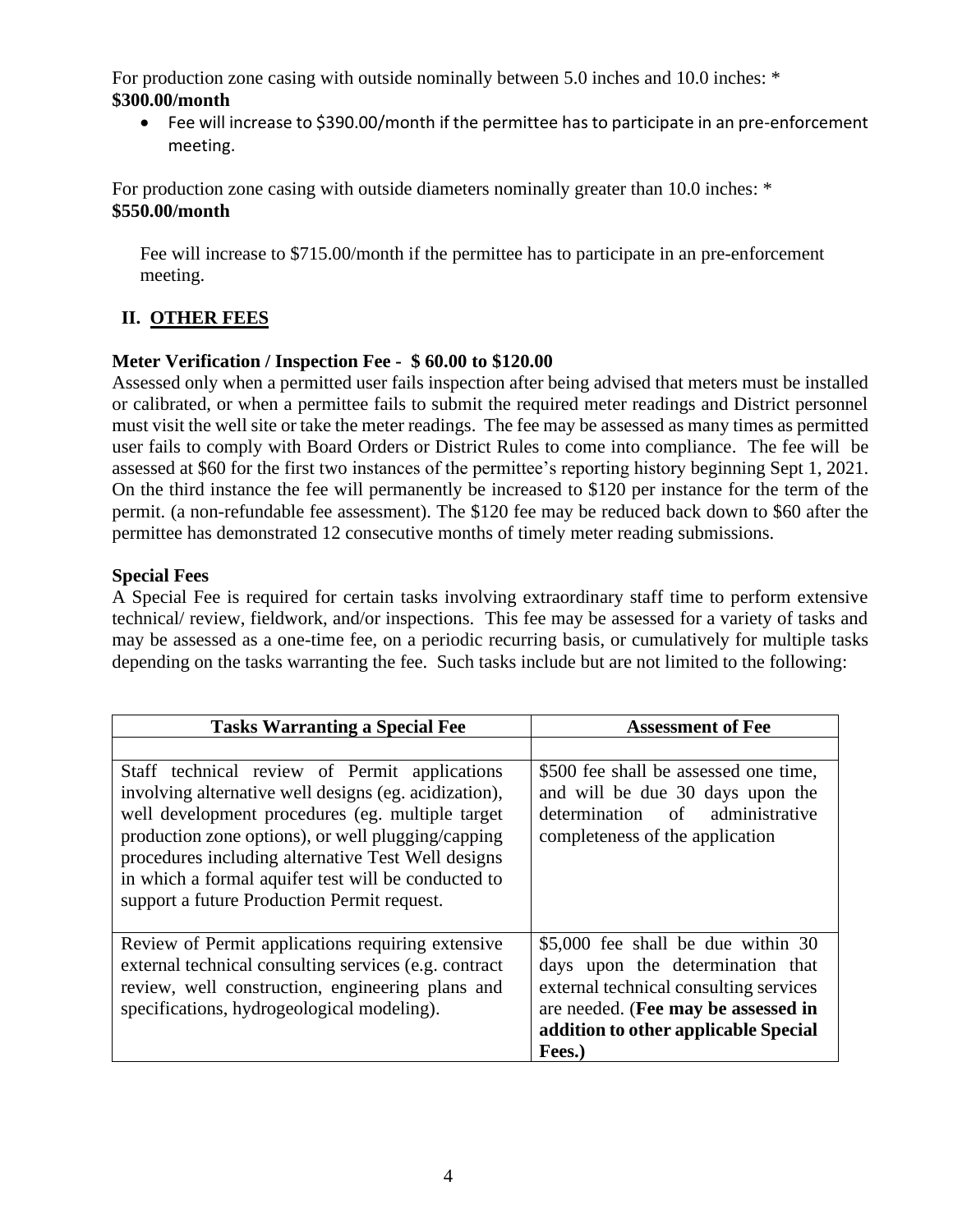For production zone casing with outside nominally between 5.0 inches and 10.0 inches: *
**$300.00/month**

- Fee will increase to $390.00/month if the permittee has to participate in an pre-enforcement meeting.

For production zone casing with outside diameters nominally greater than 10.0 inches: *
**$550.00/month**

Fee will increase to $715.00/month if the permittee has to participate in an pre-enforcement meeting.

## II. OTHER FEES

**Meter Verification / Inspection Fee - $ 60.00 to $120.00**

Assessed only when a permitted user fails inspection after being advised that meters must be installed or calibrated, or when a permittee fails to submit the required meter readings and District personnel must visit the well site or take the meter readings. The fee may be assessed as many times as permitted user fails to comply with Board Orders or District Rules to come into compliance. The fee will be assessed at $60 for the first two instances of the permittee's reporting history beginning Sept 1, 2021. On the third instance the fee will permanently be increased to $120 per instance for the term of the permit. (a non-refundable fee assessment). The $120 fee may be reduced back down to $60 after the permittee has demonstrated 12 consecutive months of timely meter reading submissions.

**Special Fees**

A Special Fee is required for certain tasks involving extraordinary staff time to perform extensive technical/ review, fieldwork, and/or inspections. This fee may be assessed for a variety of tasks and may be assessed as a one-time fee, on a periodic recurring basis, or cumulatively for multiple tasks depending on the tasks warranting the fee. Such tasks include but are not limited to the following:

| Tasks Warranting a Special Fee | Assessment of Fee |
|---|---|
| | |
| Staff technical review of Permit applications involving alternative well designs (eg. acidization), well development procedures (eg. multiple target production zone options), or well plugging/capping procedures including alternative Test Well designs in which a formal aquifer test will be conducted to support a future Production Permit request. | $500 fee shall be assessed one time, and will be due 30 days upon the determination of administrative completeness of the application |
| Review of Permit applications requiring extensive external technical consulting services (e.g. contract review, well construction, engineering plans and specifications, hydrogeological modeling). | $5,000 fee shall be due within 30 days upon the determination that external technical consulting services are needed. (**Fee may be assessed in addition to other applicable Special Fees.)** |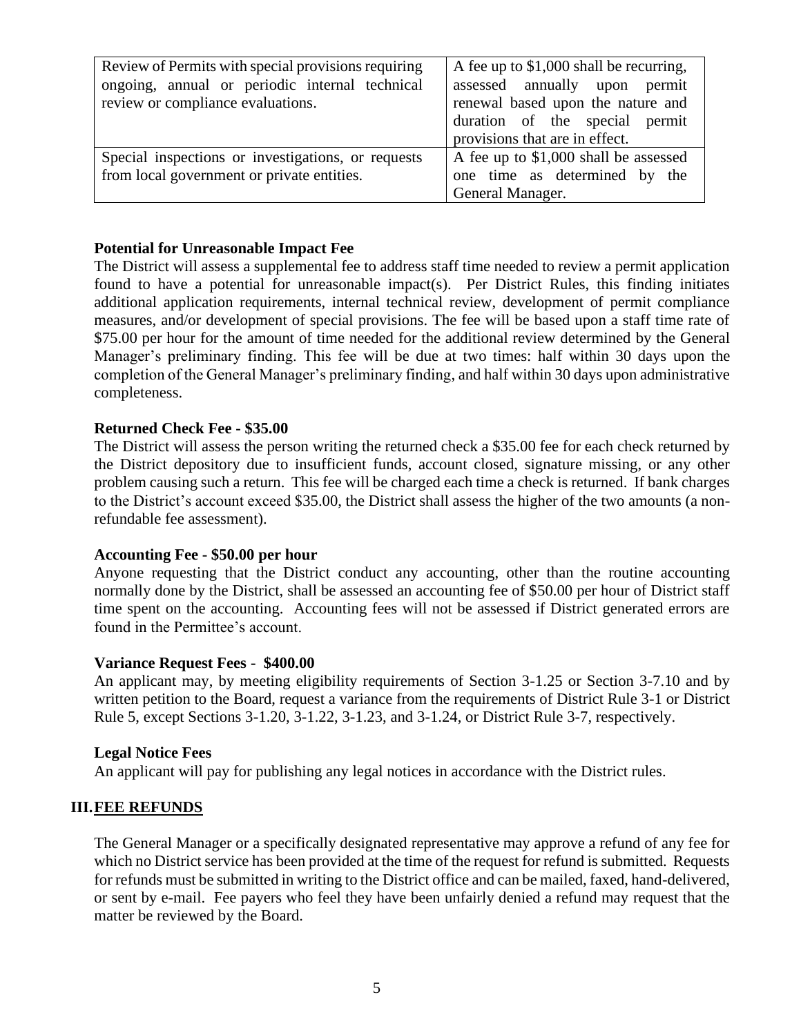| Review of Permits with special provisions requiring ongoing, annual or periodic internal technical review or compliance evaluations. | A fee up to $1,000 shall be recurring, assessed annually upon permit renewal based upon the nature and duration of the special permit provisions that are in effect. |
|---|---|
| Special inspections or investigations, or requests from local government or private entities. | A fee up to $1,000 shall be assessed one time as determined by the General Manager. |

**Potential for Unreasonable Impact Fee**

The District will assess a supplemental fee to address staff time needed to review a permit application found to have a potential for unreasonable impact(s). Per District Rules, this finding initiates additional application requirements, internal technical review, development of permit compliance measures, and/or development of special provisions. The fee will be based upon a staff time rate of $75.00 per hour for the amount of time needed for the additional review determined by the General Manager's preliminary finding. This fee will be due at two times: half within 30 days upon the completion of the General Manager's preliminary finding, and half within 30 days upon administrative completeness.

**Returned Check Fee - $35.00**

The District will assess the person writing the returned check a $35.00 fee for each check returned by the District depository due to insufficient funds, account closed, signature missing, or any other problem causing such a return. This fee will be charged each time a check is returned. If bank charges to the District's account exceed $35.00, the District shall assess the higher of the two amounts (a non-refundable fee assessment).

**Accounting Fee - $50.00 per hour**

Anyone requesting that the District conduct any accounting, other than the routine accounting normally done by the District, shall be assessed an accounting fee of $50.00 per hour of District staff time spent on the accounting. Accounting fees will not be assessed if District generated errors are found in the Permittee's account.

**Variance Request Fees - $400.00**

An applicant may, by meeting eligibility requirements of Section 3-1.25 or Section 3-7.10 and by written petition to the Board, request a variance from the requirements of District Rule 3-1 or District Rule 5, except Sections 3-1.20, 3-1.22, 3-1.23, and 3-1.24, or District Rule 3-7, respectively.

**Legal Notice Fees**

An applicant will pay for publishing any legal notices in accordance with the District rules.

## III. FEE REFUNDS

The General Manager or a specifically designated representative may approve a refund of any fee for which no District service has been provided at the time of the request for refund is submitted. Requests for refunds must be submitted in writing to the District office and can be mailed, faxed, hand-delivered, or sent by e-mail. Fee payers who feel they have been unfairly denied a refund may request that the matter be reviewed by the Board.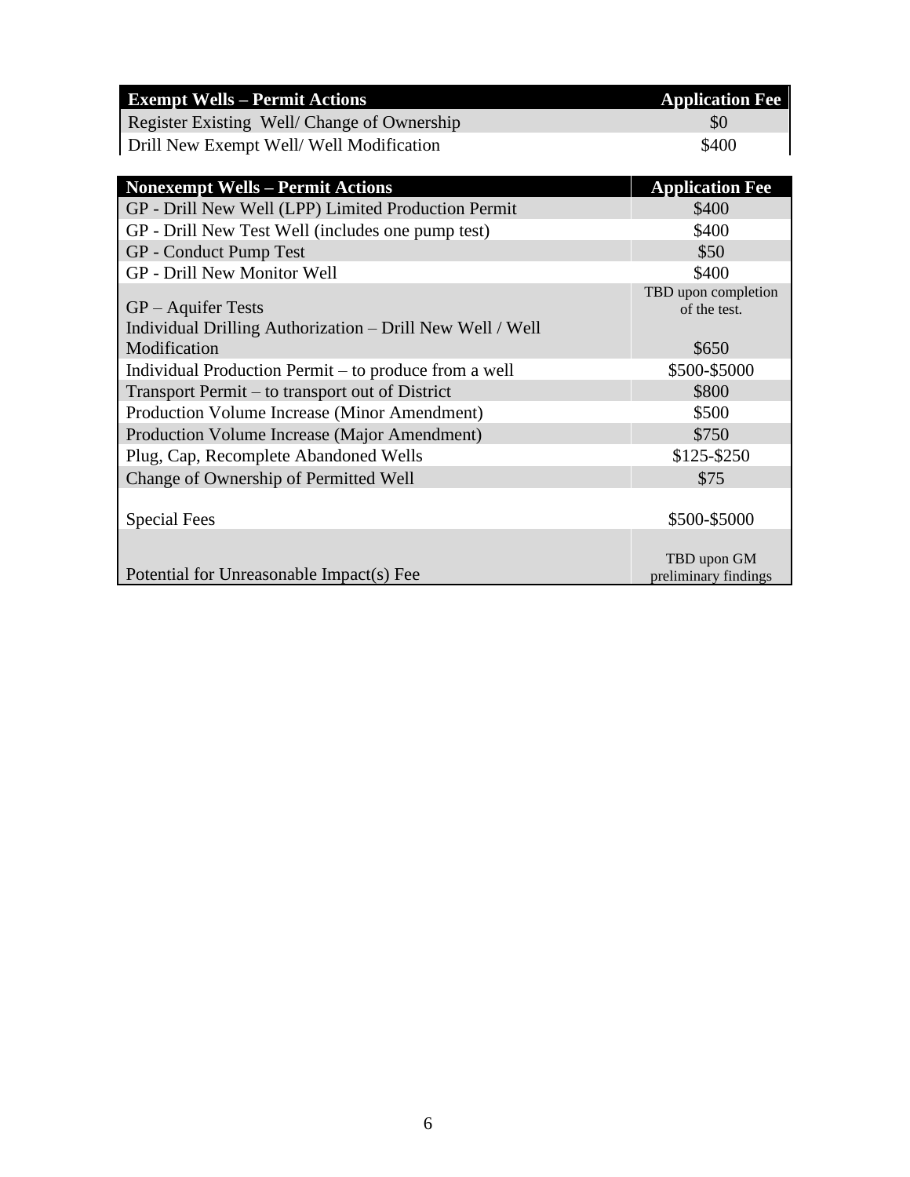| Exempt Wells – Permit Actions | Application Fee |
|---|---|
| Register Existing Well/ Change of Ownership | $0 |
| Drill New Exempt Well/ Well Modification | $400 |

| Nonexempt Wells – Permit Actions | Application Fee |
|---|---|
| GP - Drill New Well (LPP) Limited Production Permit | $400 |
| GP - Drill New Test Well (includes one pump test) | $400 |
| GP - Conduct Pump Test | $50 |
| GP - Drill New Monitor Well | $400 |
| GP – Aquifer Tests | TBD upon completion of the test. |
| Individual Drilling Authorization – Drill New Well / Well Modification | $650 |
| Individual Production Permit – to produce from a well | $500-$5000 |
| Transport Permit – to transport out of District | $800 |
| Production Volume Increase (Minor Amendment) | $500 |
| Production Volume Increase (Major Amendment) | $750 |
| Plug, Cap, Recomplete Abandoned Wells | $125-$250 |
| Change of Ownership of Permitted Well | $75 |
| Special Fees | $500-$5000 |
| Potential for Unreasonable Impact(s) Fee | TBD upon GM preliminary findings |